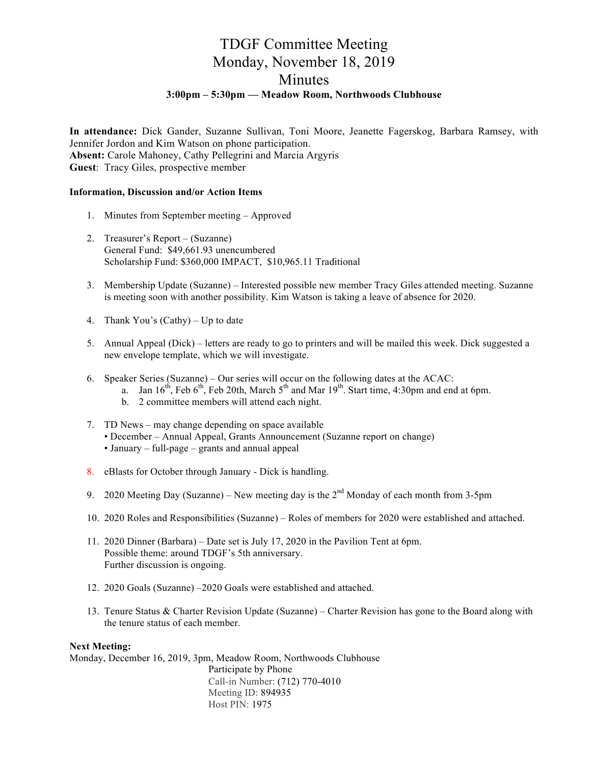# TDGF Committee Meeting
# Monday, November 18, 2019
# Minutes

**3:00pm – 5:30pm — Meadow Room, Northwoods Clubhouse**

**In attendance:** Dick Gander, Suzanne Sullivan, Toni Moore, Jeanette Fagerskog, Barbara Ramsey, with Jennifer Jordon and Kim Watson on phone participation.
**Absent:** Carole Mahoney, Cathy Pellegrini and Marcia Argyris
**Guest**: Tracy Giles, prospective member

**Information, Discussion and/or Action Items**

1. Minutes from September meeting – Approved

2. Treasurer's Report – (Suzanne)
   General Fund: $49,661.93 unencumbered
   Scholarship Fund: $360,000 IMPACT, $10,965.11 Traditional

3. Membership Update (Suzanne) – Interested possible new member Tracy Giles attended meeting. Suzanne is meeting soon with another possibility. Kim Watson is taking a leave of absence for 2020.

4. Thank You's (Cathy) – Up to date

5. Annual Appeal (Dick) – letters are ready to go to printers and will be mailed this week. Dick suggested a new envelope template, which we will investigate.

6. Speaker Series (Suzanne) – Our series will occur on the following dates at the ACAC:
   a. Jan 16th, Feb 6th, Feb 20th, March 5th and Mar 19th. Start time, 4:30pm and end at 6pm.
   b. 2 committee members will attend each night.

7. TD News – may change depending on space available
   • December – Annual Appeal, Grants Announcement (Suzanne report on change)
   • January – full-page – grants and annual appeal

8. eBlasts for October through January - Dick is handling.

9. 2020 Meeting Day (Suzanne) – New meeting day is the 2nd Monday of each month from 3-5pm

10. 2020 Roles and Responsibilities (Suzanne) – Roles of members for 2020 were established and attached.

11. 2020 Dinner (Barbara) – Date set is July 17, 2020 in the Pavilion Tent at 6pm.
    Possible theme: around TDGF's 5th anniversary.
    Further discussion is ongoing.

12. 2020 Goals (Suzanne) –2020 Goals were established and attached.

13. Tenure Status & Charter Revision Update (Suzanne) – Charter Revision has gone to the Board along with the tenure status of each member.

**Next Meeting:**
Monday, December 16, 2019, 3pm, Meadow Room, Northwoods Clubhouse

Participate by Phone
Call-in Number: (712) 770-4010
Meeting ID: 894935
Host PIN: 1975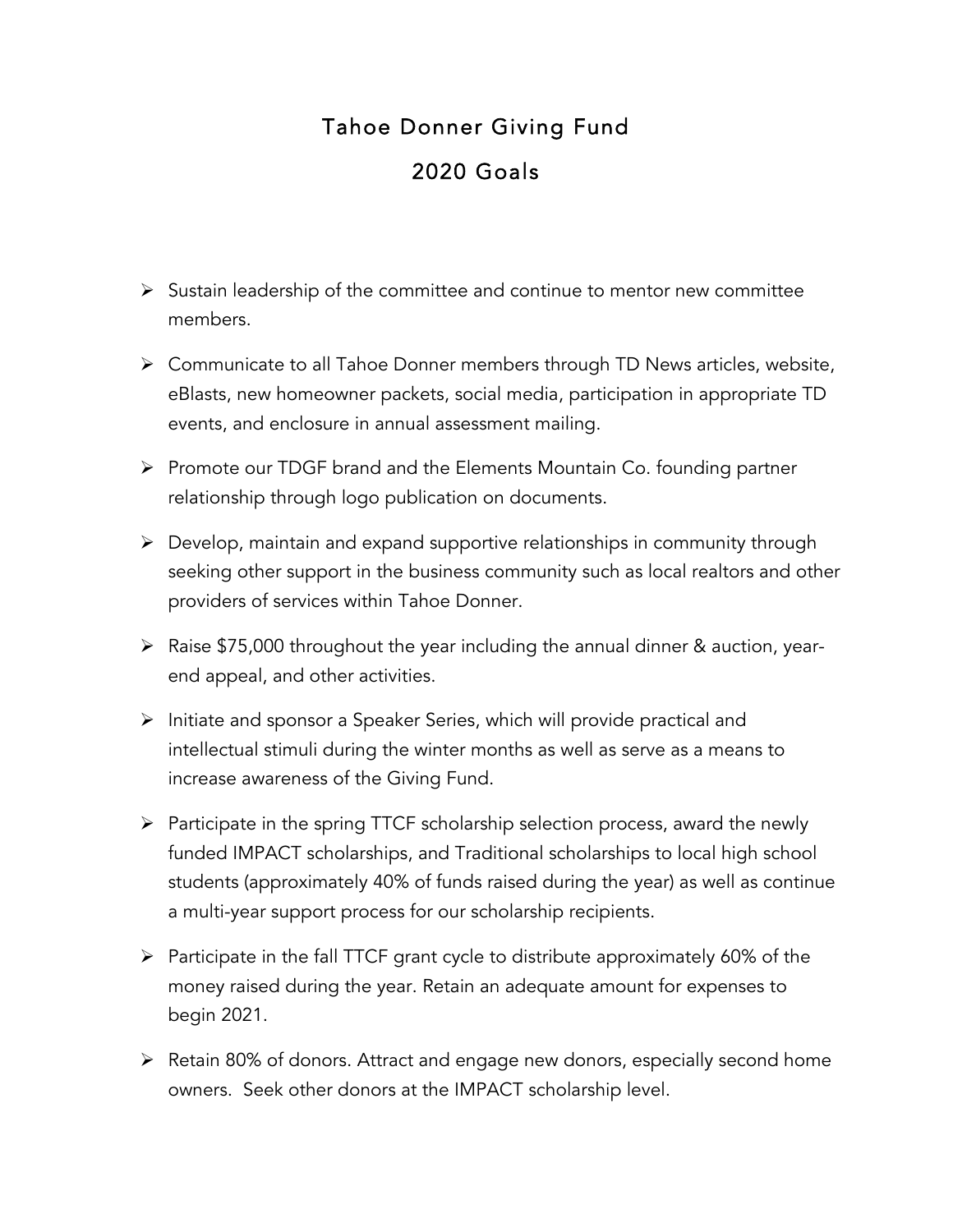# Tahoe Donner Giving Fund

## 2020 Goals

- Sustain leadership of the committee and continue to mentor new committee members.
- Communicate to all Tahoe Donner members through TD News articles, website, eBlasts, new homeowner packets, social media, participation in appropriate TD events, and enclosure in annual assessment mailing.
- Promote our TDGF brand and the Elements Mountain Co. founding partner relationship through logo publication on documents.
- Develop, maintain and expand supportive relationships in community through seeking other support in the business community such as local realtors and other providers of services within Tahoe Donner.
- Raise $75,000 throughout the year including the annual dinner & auction, year-end appeal, and other activities.
- Initiate and sponsor a Speaker Series, which will provide practical and intellectual stimuli during the winter months as well as serve as a means to increase awareness of the Giving Fund.
- Participate in the spring TTCF scholarship selection process, award the newly funded IMPACT scholarships, and Traditional scholarships to local high school students (approximately 40% of funds raised during the year) as well as continue a multi-year support process for our scholarship recipients.
- Participate in the fall TTCF grant cycle to distribute approximately 60% of the money raised during the year. Retain an adequate amount for expenses to begin 2021.
- Retain 80% of donors. Attract and engage new donors, especially second home owners. Seek other donors at the IMPACT scholarship level.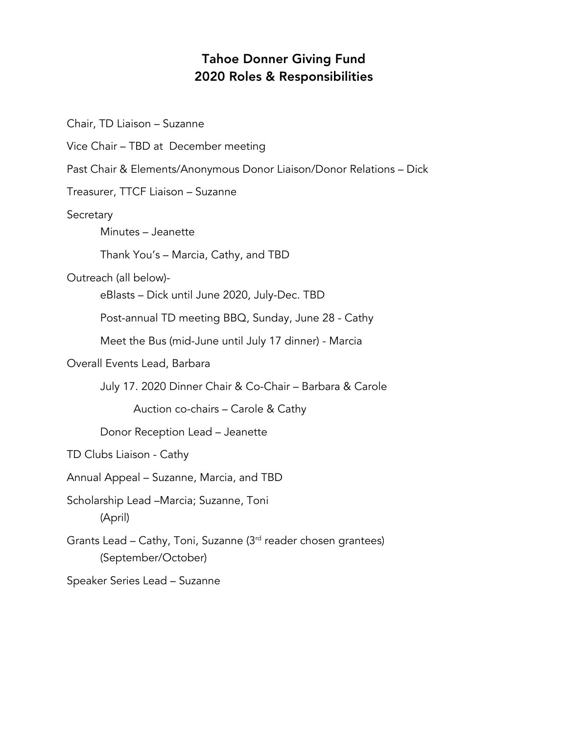# Tahoe Donner Giving Fund
# 2020 Roles & Responsibilities

Chair, TD Liaison – Suzanne

Vice Chair – TBD at December meeting

Past Chair & Elements/Anonymous Donor Liaison/Donor Relations – Dick

Treasurer, TTCF Liaison – Suzanne

Secretary

- Minutes – Jeanette
- Thank You's – Marcia, Cathy, and TBD

Outreach (all below)-

- eBlasts – Dick until June 2020, July-Dec. TBD
- Post-annual TD meeting BBQ, Sunday, June 28 - Cathy
- Meet the Bus (mid-June until July 17 dinner) - Marcia

Overall Events Lead, Barbara

- July 17. 2020 Dinner Chair & Co-Chair – Barbara & Carole
  - Auction co-chairs – Carole & Cathy
- Donor Reception Lead – Jeanette

TD Clubs Liaison - Cathy

Annual Appeal – Suzanne, Marcia, and TBD

Scholarship Lead –Marcia; Suzanne, Toni
(April)

Grants Lead – Cathy, Toni, Suzanne (3rd reader chosen grantees)
(September/October)

Speaker Series Lead – Suzanne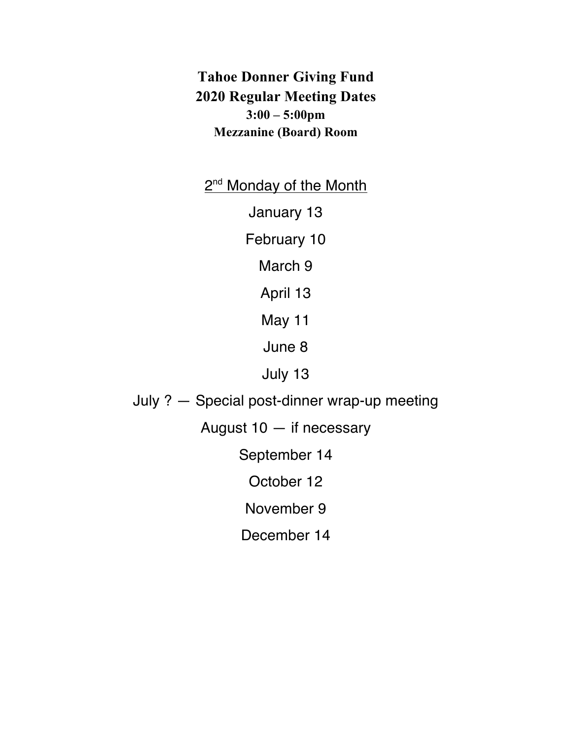**Tahoe Donner Giving Fund**
**2020 Regular Meeting Dates**
**3:00 – 5:00pm**
**Mezzanine (Board) Room**

2nd Monday of the Month

January 13

February 10

March 9

April 13

May 11

June 8

July 13

July ? — Special post-dinner wrap-up meeting

August 10 — if necessary

September 14

October 12

November 9

December 14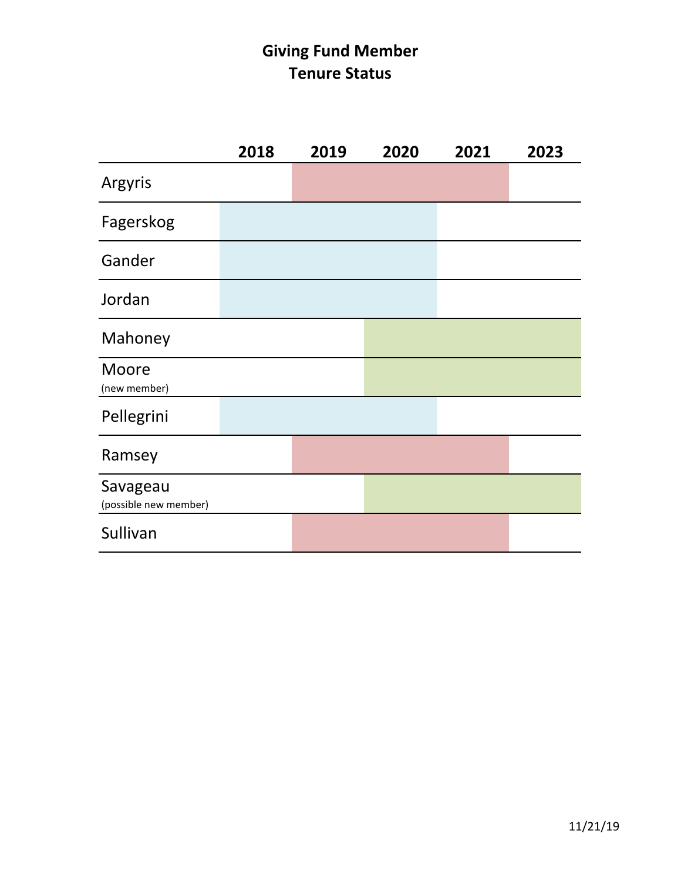# Giving Fund Member
# Tenure Status

| | 2018 | 2019 | 2020 | 2021 | 2023 |
|---|---|---|---|---|---|
| Argyris | | | | | |
| Fagerskog | | | | | |
| Gander | | | | | |
| Jordan | | | | | |
| Mahoney | | | | | |
| Moore (new member) | | | | | |
| Pellegrini | | | | | |
| Ramsey | | | | | |
| Savageau (possible new member) | | | | | |
| Sullivan | | | | | |

11/21/19